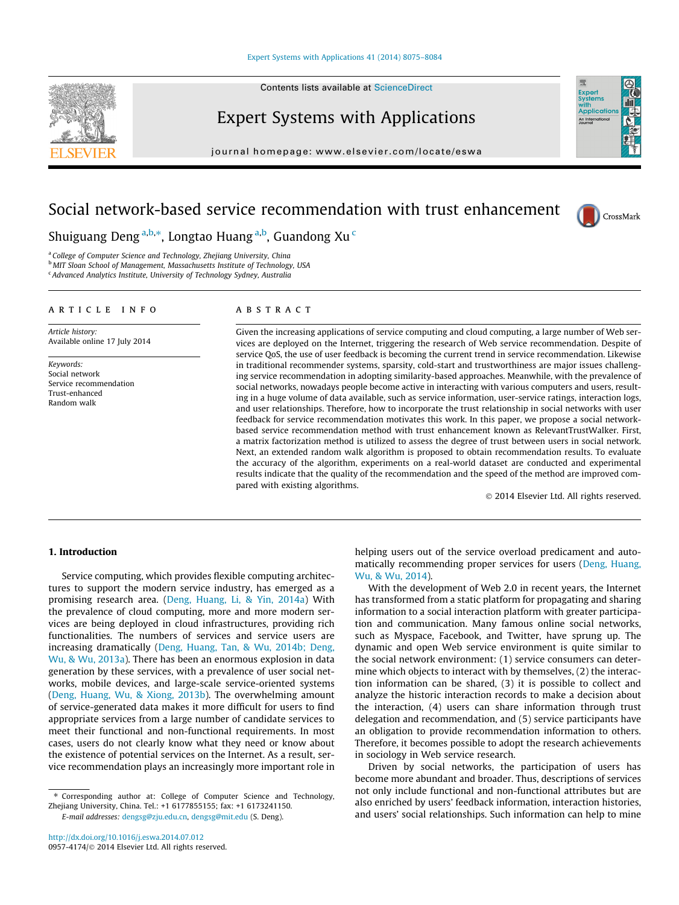# Social network-based service recommendation with trust enhancement

Shuiguang Deng [a,b,*], Longtao Huang [a,b], Guandong Xu [c]

[a] College of Computer Science and Technology, Zhejiang University, China
[b] MIT Sloan School of Management, Massachusetts Institute of Technology, USA
[c] Advanced Analytics Institute, University of Technology Sydney, Australia

ARTICLE INFO

*Article history:*
Available online 17 July 2014

*Keywords:*
Social network
Service recommendation
Trust-enhanced
Random walk

ABSTRACT

Given the increasing applications of service computing and cloud computing, a large number of Web services are deployed on the Internet, triggering the research of Web service recommendation. Despite of service QoS, the use of user feedback is becoming the current trend in service recommendation. Likewise in traditional recommender systems, sparsity, cold-start and trustworthiness are major issues challenging service recommendation in adopting similarity-based approaches. Meanwhile, with the prevalence of social networks, nowadays people become active in interacting with various computers and users, resulting in a huge volume of data available, such as service information, user-service ratings, interaction logs, and user relationships. Therefore, how to incorporate the trust relationship in social networks with user feedback for service recommendation motivates this work. In this paper, we propose a social network-based service recommendation method with trust enhancement known as RelevantTrustWalker. First, a matrix factorization method is utilized to assess the degree of trust between users in social network. Next, an extended random walk algorithm is proposed to obtain recommendation results. To evaluate the accuracy of the algorithm, experiments on a real-world dataset are conducted and experimental results indicate that the quality of the recommendation and the speed of the method are improved compared with existing algorithms.

© 2014 Elsevier Ltd. All rights reserved.

## 1. Introduction

Service computing, which provides flexible computing architectures to support the modern service industry, has emerged as a promising research area. (Deng, Huang, Li, & Yin, 2014a) With the prevalence of cloud computing, more and more modern services are being deployed in cloud infrastructures, providing rich functionalities. The numbers of services and service users are increasing dramatically (Deng, Huang, Tan, & Wu, 2014b; Deng, Wu, & Wu, 2013a). There has been an enormous explosion in data generation by these services, with a prevalence of user social networks, mobile devices, and large-scale service-oriented systems (Deng, Huang, Wu, & Xiong, 2013b). The overwhelming amount of service-generated data makes it more difficult for users to find appropriate services from a large number of candidate services to meet their functional and non-functional requirements. In most cases, users do not clearly know what they need or know about the existence of potential services on the Internet. As a result, service recommendation plays an increasingly more important role in helping users out of the service overload predicament and automatically recommending proper services for users (Deng, Huang, Wu, & Wu, 2014).

With the development of Web 2.0 in recent years, the Internet has transformed from a static platform for propagating and sharing information to a social interaction platform with greater participation and communication. Many famous online social networks, such as Myspace, Facebook, and Twitter, have sprung up. The dynamic and open Web service environment is quite similar to the social network environment: (1) service consumers can determine which objects to interact with by themselves, (2) the interaction information can be shared, (3) it is possible to collect and analyze the historic interaction records to make a decision about the interaction, (4) users can share information through trust delegation and recommendation, and (5) service participants have an obligation to provide recommendation information to others. Therefore, it becomes possible to adopt the research achievements in sociology in Web service research.

Driven by social networks, the participation of users has become more abundant and broader. Thus, descriptions of services not only include functional and non-functional attributes but are also enriched by users' feedback information, interaction histories, and users' social relationships. Such information can help to mine

* Corresponding author at: College of Computer Science and Technology, Zhejiang University, China. Tel.: +1 6177855155; fax: +1 6173241150.
*E-mail addresses:* dengsg@zju.edu.cn, dengsg@mit.edu (S. Deng).

http://dx.doi.org/10.1016/j.eswa.2014.07.012
0957-4174/© 2014 Elsevier Ltd. All rights reserved.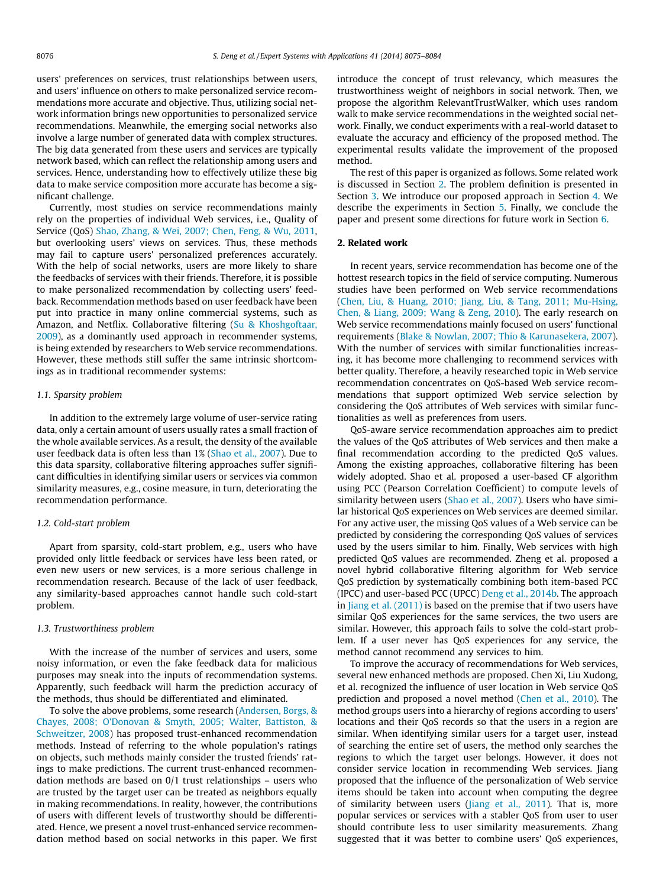users' preferences on services, trust relationships between users, and users' influence on others to make personalized service recommendations more accurate and objective. Thus, utilizing social network information brings new opportunities to personalized service recommendations. Meanwhile, the emerging social networks also involve a large number of generated data with complex structures. The big data generated from these users and services are typically network based, which can reflect the relationship among users and services. Hence, understanding how to effectively utilize these big data to make service composition more accurate has become a significant challenge.

Currently, most studies on service recommendations mainly rely on the properties of individual Web services, i.e., Quality of Service (QoS) Shao, Zhang, & Wei, 2007; Chen, Feng, & Wu, 2011, but overlooking users' views on services. Thus, these methods may fail to capture users' personalized preferences accurately. With the help of social networks, users are more likely to share the feedbacks of services with their friends. Therefore, it is possible to make personalized recommendation by collecting users' feedback. Recommendation methods based on user feedback have been put into practice in many online commercial systems, such as Amazon, and Netflix. Collaborative filtering (Su & Khoshgoftaar, 2009), as a dominantly used approach in recommender systems, is being extended by researchers to Web service recommendations. However, these methods still suffer the same intrinsic shortcomings as in traditional recommender systems:

### 1.1. Sparsity problem

In addition to the extremely large volume of user-service rating data, only a certain amount of users usually rates a small fraction of the whole available services. As a result, the density of the available user feedback data is often less than 1% (Shao et al., 2007). Due to this data sparsity, collaborative filtering approaches suffer significant difficulties in identifying similar users or services via common similarity measures, e.g., cosine measure, in turn, deteriorating the recommendation performance.

### 1.2. Cold-start problem

Apart from sparsity, cold-start problem, e.g., users who have provided only little feedback or services have less been rated, or even new users or new services, is a more serious challenge in recommendation research. Because of the lack of user feedback, any similarity-based approaches cannot handle such cold-start problem.

### 1.3. Trustworthiness problem

With the increase of the number of services and users, some noisy information, or even the fake feedback data for malicious purposes may sneak into the inputs of recommendation systems. Apparently, such feedback will harm the prediction accuracy of the methods, thus should be differentiated and eliminated.

To solve the above problems, some research (Andersen, Borgs, & Chayes, 2008; O'Donovan & Smyth, 2005; Walter, Battiston, & Schweitzer, 2008) has proposed trust-enhanced recommendation methods. Instead of referring to the whole population's ratings on objects, such methods mainly consider the trusted friends' ratings to make predictions. The current trust-enhanced recommendation methods are based on 0/1 trust relationships – users who are trusted by the target user can be treated as neighbors equally in making recommendations. In reality, however, the contributions of users with different levels of trustworthy should be differentiated. Hence, we present a novel trust-enhanced service recommendation method based on social networks in this paper. We first introduce the concept of trust relevancy, which measures the trustworthiness weight of neighbors in social network. Then, we propose the algorithm RelevantTrustWalker, which uses random walk to make service recommendations in the weighted social network. Finally, we conduct experiments with a real-world dataset to evaluate the accuracy and efficiency of the proposed method. The experimental results validate the improvement of the proposed method.

The rest of this paper is organized as follows. Some related work is discussed in Section 2. The problem definition is presented in Section 3. We introduce our proposed approach in Section 4. We describe the experiments in Section 5. Finally, we conclude the paper and present some directions for future work in Section 6.

## 2. Related work

In recent years, service recommendation has become one of the hottest research topics in the field of service computing. Numerous studies have been performed on Web service recommendations (Chen, Liu, & Huang, 2010; Jiang, Liu, & Tang, 2011; Mu-Hsing, Chen, & Liang, 2009; Wang & Zeng, 2010). The early research on Web service recommendations mainly focused on users' functional requirements (Blake & Nowlan, 2007; Thio & Karunasekera, 2007). With the number of services with similar functionalities increasing, it has become more challenging to recommend services with better quality. Therefore, a heavily researched topic in Web service recommendation concentrates on QoS-based Web service recommendations that support optimized Web service selection by considering the QoS attributes of Web services with similar functionalities as well as preferences from users.

QoS-aware service recommendation approaches aim to predict the values of the QoS attributes of Web services and then make a final recommendation according to the predicted QoS values. Among the existing approaches, collaborative filtering has been widely adopted. Shao et al. proposed a user-based CF algorithm using PCC (Pearson Correlation Coefficient) to compute levels of similarity between users (Shao et al., 2007). Users who have similar historical QoS experiences on Web services are deemed similar. For any active user, the missing QoS values of a Web service can be predicted by considering the corresponding QoS values of services used by the users similar to him. Finally, Web services with high predicted QoS values are recommended. Zheng et al. proposed a novel hybrid collaborative filtering algorithm for Web service QoS prediction by systematically combining both item-based PCC (IPCC) and user-based PCC (UPCC) Deng et al., 2014b. The approach in Jiang et al. (2011) is based on the premise that if two users have similar QoS experiences for the same services, the two users are similar. However, this approach fails to solve the cold-start problem. If a user never has QoS experiences for any service, the method cannot recommend any services to him.

To improve the accuracy of recommendations for Web services, several new enhanced methods are proposed. Chen Xi, Liu Xudong, et al. recognized the influence of user location in Web service QoS prediction and proposed a novel method (Chen et al., 2010). The method groups users into a hierarchy of regions according to users' locations and their QoS records so that the users in a region are similar. When identifying similar users for a target user, instead of searching the entire set of users, the method only searches the regions to which the target user belongs. However, it does not consider service location in recommending Web services. Jiang proposed that the influence of the personalization of Web service items should be taken into account when computing the degree of similarity between users (Jiang et al., 2011). That is, more popular services or services with a stabler QoS from user to user should contribute less to user similarity measurements. Zhang suggested that it was better to combine users' QoS experiences,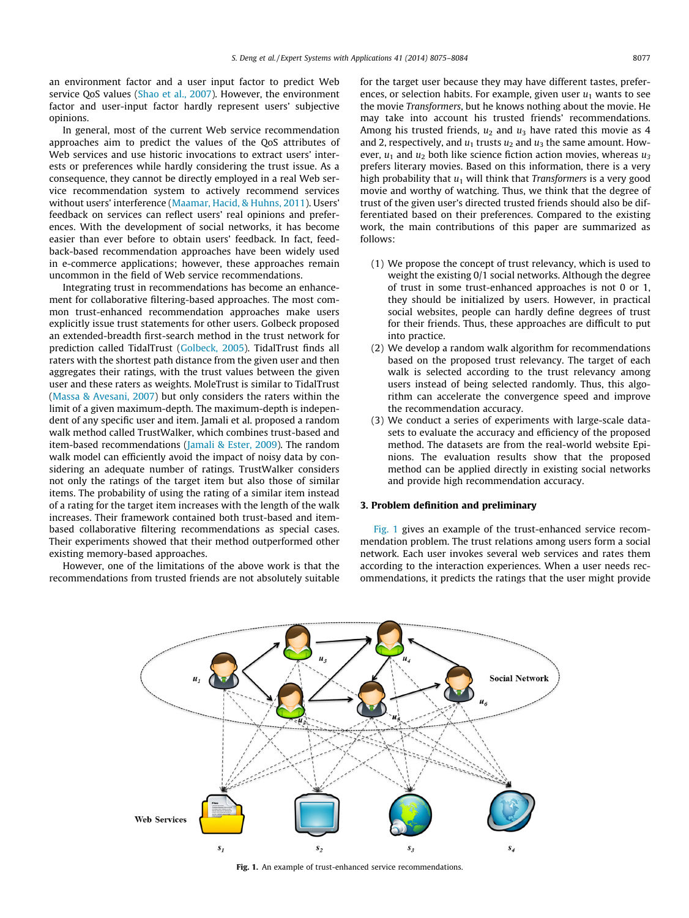an environment factor and a user input factor to predict Web service QoS values (Shao et al., 2007). However, the environment factor and user-input factor hardly represent users' subjective opinions.

In general, most of the current Web service recommendation approaches aim to predict the values of the QoS attributes of Web services and use historic invocations to extract users' interests or preferences while hardly considering the trust issue. As a consequence, they cannot be directly employed in a real Web service recommendation system to actively recommend services without users' interference (Maamar, Hacid, & Huhns, 2011). Users' feedback on services can reflect users' real opinions and preferences. With the development of social networks, it has become easier than ever before to obtain users' feedback. In fact, feedback-based recommendation approaches have been widely used in e-commerce applications; however, these approaches remain uncommon in the field of Web service recommendations.

Integrating trust in recommendations has become an enhancement for collaborative filtering-based approaches. The most common trust-enhanced recommendation approaches make users explicitly issue trust statements for other users. Golbeck proposed an extended-breadth first-search method in the trust network for prediction called TidalTrust (Golbeck, 2005). TidalTrust finds all raters with the shortest path distance from the given user and then aggregates their ratings, with the trust values between the given user and these raters as weights. MoleTrust is similar to TidalTrust (Massa & Avesani, 2007) but only considers the raters within the limit of a given maximum-depth. The maximum-depth is independent of any specific user and item. Jamali et al. proposed a random walk method called TrustWalker, which combines trust-based and item-based recommendations (Jamali & Ester, 2009). The random walk model can efficiently avoid the impact of noisy data by considering an adequate number of ratings. TrustWalker considers not only the ratings of the target item but also those of similar items. The probability of using the rating of a similar item instead of a rating for the target item increases with the length of the walk increases. Their framework contained both trust-based and item-based collaborative filtering recommendations as special cases. Their experiments showed that their method outperformed other existing memory-based approaches.

However, one of the limitations of the above work is that the recommendations from trusted friends are not absolutely suitable for the target user because they may have different tastes, preferences, or selection habits. For example, given user $u_1$ wants to see the movie *Transformers*, but he knows nothing about the movie. He may take into account his trusted friends' recommendations. Among his trusted friends, $u_2$ and $u_3$ have rated this movie as 4 and 2, respectively, and $u_1$ trusts $u_2$ and $u_3$ the same amount. However, $u_1$ and $u_2$ both like science fiction action movies, whereas $u_3$ prefers literary movies. Based on this information, there is a very high probability that $u_1$ will think that *Transformers* is a very good movie and worthy of watching. Thus, we think that the degree of trust of the given user's directed trusted friends should also be differentiated based on their preferences. Compared to the existing work, the main contributions of this paper are summarized as follows:

(1) We propose the concept of trust relevancy, which is used to weight the existing 0/1 social networks. Although the degree of trust in some trust-enhanced approaches is not 0 or 1, they should be initialized by users. However, in practical social websites, people can hardly define degrees of trust for their friends. Thus, these approaches are difficult to put into practice.
(2) We develop a random walk algorithm for recommendations based on the proposed trust relevancy. The target of each walk is selected according to the trust relevancy among users instead of being selected randomly. Thus, this algorithm can accelerate the convergence speed and improve the recommendation accuracy.
(3) We conduct a series of experiments with large-scale datasets to evaluate the accuracy and efficiency of the proposed method. The datasets are from the real-world website Epinions. The evaluation results show that the proposed method can be applied directly in existing social networks and provide high recommendation accuracy.

## 3. Problem definition and preliminary

Fig. 1 gives an example of the trust-enhanced service recommendation problem. The trust relations among users form a social network. Each user invokes several web services and rates them according to the interaction experiences. When a user needs recommendations, it predicts the ratings that the user might provide

u1
u2
u3
u4
u5
u6
Social Network
Web Services
s1
s2
s3
s4

**Fig. 1.** An example of trust-enhanced service recommendations.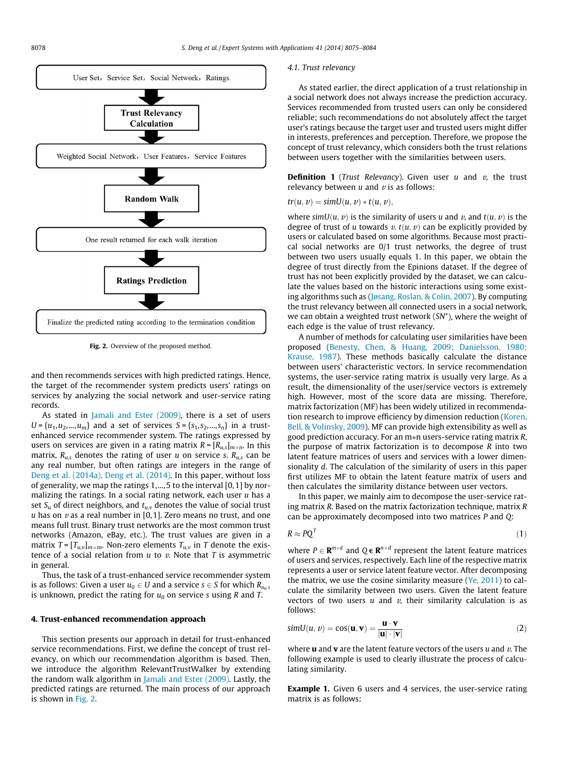User Set， Service Set， Social Network， Ratings

**Trust Relevancy Calculation**

Weighted Social Network， User Features， Service Features

**Random Walk**

One result returned for each walk iteration

**Ratings Prediction**

Finalize the predicted rating according to the termination condition

**Fig. 2.** Overview of the proposed method.

and then recommends services with high predicted ratings. Hence, the target of the recommender system predicts users' ratings on services by analyzing the social network and user-service rating records.

As stated in Jamali and Ester (2009), there is a set of users $U = \{u_1, u_2, \ldots, u_m\}$ and a set of services $S = \{s_1, s_2, \ldots, s_n\}$ in a trust-enhanced service recommender system. The ratings expressed by users on services are given in a rating matrix $R = [R_{u,s}]_{m \times n}$. In this matrix, $R_{u,s}$ denotes the rating of user $u$ on service $s$. $R_{u,s}$ can be any real number, but often ratings are integers in the range of Deng et al. (2014a), Deng et al. (2014). In this paper, without loss of generality, we map the ratings $1, \ldots, 5$ to the interval $[0, 1]$ by normalizing the ratings. In a social rating network, each user $u$ has a set $S_u$ of direct neighbors, and $t_{u,v}$ denotes the value of social trust $u$ has on $v$ as a real number in $[0, 1]$. Zero means no trust, and one means full trust. Binary trust networks are the most common trust networks (Amazon, eBay, etc.). The trust values are given in a matrix $T = [T_{u,v}]_{m \times m}$. Non-zero elements $T_{u,v}$ in $T$ denote the existence of a social relation from $u$ to $v$. Note that $T$ is asymmetric in general.

Thus, the task of a trust-enhanced service recommender system is as follows: Given a user $u_0 \in U$ and a service $s \in S$ for which $R_{u_0 s}$ is unknown, predict the rating for $u_0$ on service $s$ using $R$ and $T$.

## 4. Trust-enhanced recommendation approach

This section presents our approach in detail for trust-enhanced service recommendations. First, we define the concept of trust relevancy, on which our recommendation algorithm is based. Then, we introduce the algorithm RelevantTrustWalker by extending the random walk algorithm in Jamali and Ester (2009). Lastly, the predicted ratings are returned. The main process of our approach is shown in Fig. 2.

### 4.1. Trust relevancy

As stated earlier, the direct application of a trust relationship in a social network does not always increase the prediction accuracy. Services recommended from trusted users can only be considered reliable; such recommendations do not absolutely affect the target user's ratings because the target user and trusted users might differ in interests, preferences and perception. Therefore, we propose the concept of trust relevancy, which considers both the trust relations between users together with the similarities between users.

**Definition 1** (*Trust Relevancy*). Given user $u$ and $v$, the trust relevancy between $u$ and $v$ is as follows:

$$tr(u, v) = simU(u, v) * t(u, v),$$

where $simU(u, v)$ is the similarity of users $u$ and $v$, and $t(u, v)$ is the degree of trust of $u$ towards $v$. $t(u, v)$ can be explicitly provided by users or calculated based on some algorithms. Because most practical social networks are 0/1 trust networks, the degree of trust between two users usually equals 1. In this paper, we obtain the degree of trust directly from the Epinions dataset. If the degree of trust has not been explicitly provided by the dataset, we can calculate the values based on the historic interactions using some existing algorithms such as (Jøsang, Roslan, & Colin, 2007). By computing the trust relevancy between all connected users in a social network, we can obtain a weighted trust network ($SN^+$), where the weight of each edge is the value of trust relevancy.

A number of methods for calculating user similarities have been proposed (Benesty, Chen, & Huang, 2009; Danielsson, 1980; Krause, 1987). These methods basically calculate the distance between users' characteristic vectors. In service recommendation systems, the user-service rating matrix is usually very large. As a result, the dimensionality of the user/service vectors is extremely high. However, most of the score data are missing. Therefore, matrix factorization (MF) has been widely utilized in recommendation research to improve efficiency by dimension reduction (Koren, Bell, & Volinsky, 2009). MF can provide high extensibility as well as good prediction accuracy. For an m*n users-service rating matrix $R$, the purpose of matrix factorization is to decompose $R$ into two latent feature matrices of users and services with a lower dimensionality $d$. The calculation of the similarity of users in this paper first utilizes MF to obtain the latent feature matrix of users and then calculates the similarity distance between user vectors.

In this paper, we mainly aim to decompose the user-service rating matrix $R$. Based on the matrix factorization technique, matrix $R$ can be approximately decomposed into two matrices $P$ and $Q$:

$$R \approx PQ^T \tag{1}$$

where $P \in \mathbf{R}^{m \times d}$ and $Q \in \mathbf{R}^{n \times d}$ represent the latent feature matrices of users and services, respectively. Each line of the respective matrix represents a user or service latent feature vector. After decomposing the matrix, we use the cosine similarity measure (Ye, 2011) to calculate the similarity between two users. Given the latent feature vectors of two users $u$ and $v$, their similarity calculation is as follows:

$$simU(u, v) = \cos(\mathbf{u}, \mathbf{v}) = \frac{\mathbf{u} \cdot \mathbf{v}}{|\mathbf{u}| \cdot |\mathbf{v}|} \tag{2}$$

where $\mathbf{u}$ and $\mathbf{v}$ are the latent feature vectors of the users $u$ and $v$. The following example is used to clearly illustrate the process of calculating similarity.

**Example 1.** Given 6 users and 4 services, the user-service rating matrix is as follows: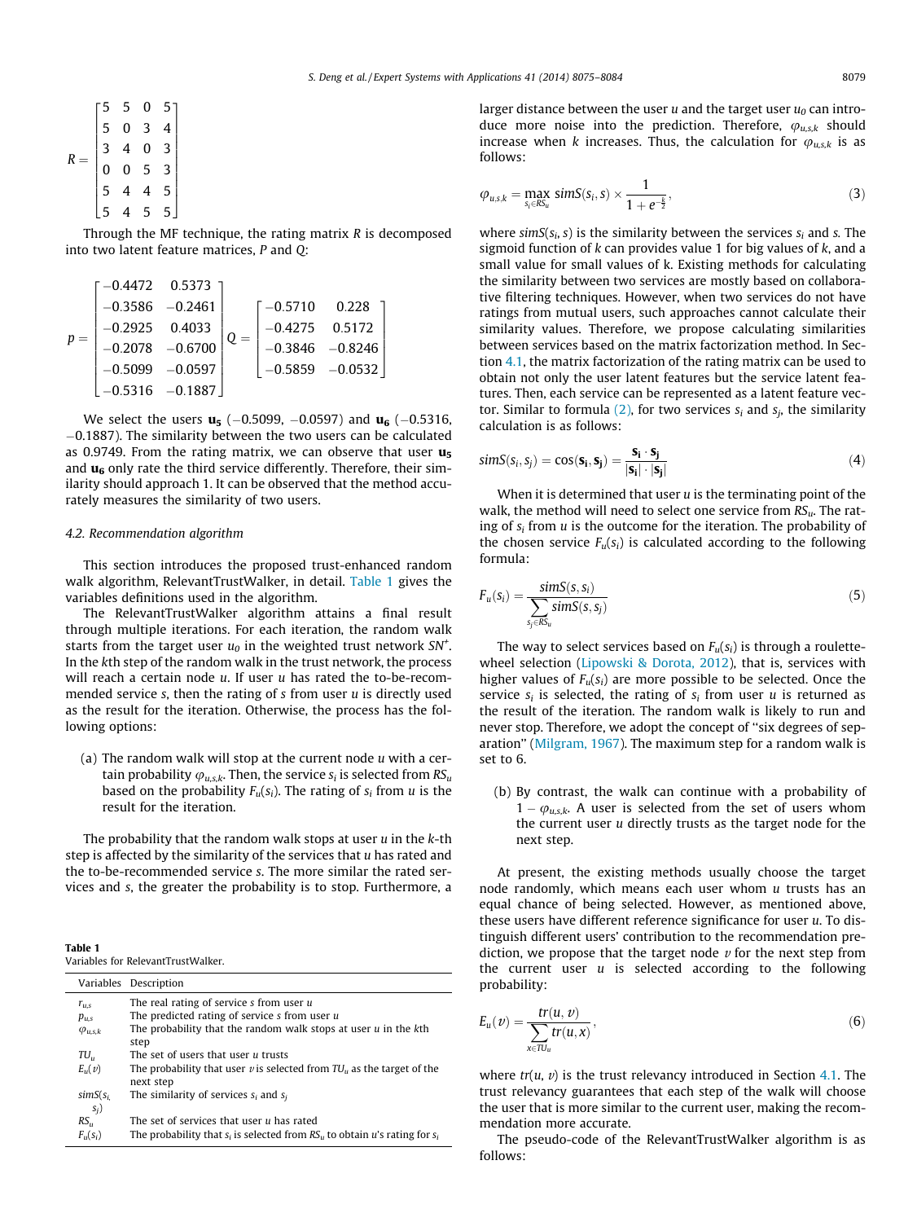$$R = \begin{bmatrix} 5 & 5 & 0 & 5 \\ 5 & 0 & 3 & 4 \\ 3 & 4 & 0 & 3 \\ 0 & 0 & 5 & 3 \\ 5 & 4 & 4 & 5 \\ 5 & 4 & 5 & 5 \end{bmatrix}$$

Through the MF technique, the rating matrix $R$ is decomposed into two latent feature matrices, $P$ and $Q$:

$$p = \begin{bmatrix} -0.4472 & 0.5373 \\ -0.3586 & -0.2461 \\ -0.2925 & 0.4033 \\ -0.2078 & -0.6700 \\ -0.5099 & -0.0597 \\ -0.5316 & -0.1887 \end{bmatrix} Q = \begin{bmatrix} -0.5710 & 0.228 \\ -0.4275 & 0.5172 \\ -0.3846 & -0.8246 \\ -0.5859 & -0.0532 \end{bmatrix}$$

We select the users $\mathbf{u_5}$ (−0.5099, −0.0597) and $\mathbf{u_6}$ (−0.5316, −0.1887). The similarity between the two users can be calculated as 0.9749. From the rating matrix, we can observe that user $\mathbf{u_5}$ and $\mathbf{u_6}$ only rate the third service differently. Therefore, their similarity should approach 1. It can be observed that the method accurately measures the similarity of two users.

### 4.2. Recommendation algorithm

This section introduces the proposed trust-enhanced random walk algorithm, RelevantTrustWalker, in detail. Table 1 gives the variables definitions used in the algorithm.

The RelevantTrustWalker algorithm attains a final result through multiple iterations. For each iteration, the random walk starts from the target user $u_0$ in the weighted trust network $SN^+$. In the $k$th step of the random walk in the trust network, the process will reach a certain node $u$. If user $u$ has rated the to-be-recommended service $s$, then the rating of $s$ from user $u$ is directly used as the result for the iteration. Otherwise, the process has the following options:

(a) The random walk will stop at the current node $u$ with a certain probability $\varphi_{u,s,k}$. Then, the service $s_i$ is selected from $RS_u$ based on the probability $F_u(s_i)$. The rating of $s_i$ from $u$ is the result for the iteration.

The probability that the random walk stops at user $u$ in the $k$-th step is affected by the similarity of the services that $u$ has rated and the to-be-recommended service $s$. The more similar the rated services and $s$, the greater the probability is to stop. Furthermore, a larger distance between the user $u$ and the target user $u_0$ can introduce more noise into the prediction. Therefore, $\varphi_{u,s,k}$ should increase when $k$ increases. Thus, the calculation for $\varphi_{u,s,k}$ is as follows:

$$\varphi_{u,s,k} = \max_{s_i \in RS_u} simS(s_i, s) \times \frac{1}{1 + e^{-\frac{k}{2}}}, \tag{3}$$

where $simS(s_i, s)$ is the similarity between the services $s_i$ and $s$. The sigmoid function of $k$ can provides value 1 for big values of $k$, and a small value for small values of k. Existing methods for calculating the similarity between two services are mostly based on collaborative filtering techniques. However, when two services do not have ratings from mutual users, such approaches cannot calculate their similarity values. Therefore, we propose calculating similarities between services based on the matrix factorization method. In Section 4.1, the matrix factorization of the rating matrix can be used to obtain not only the user latent features but the service latent features. Then, each service can be represented as a latent feature vector. Similar to formula (2), for two services $s_i$ and $s_j$, the similarity calculation is as follows:

$$simS(s_i, s_j) = \cos(\mathbf{s_i}, \mathbf{s_j}) = \frac{\mathbf{s_i} \cdot \mathbf{s_j}}{|\mathbf{s_i}| \cdot |\mathbf{s_j}|} \tag{4}$$

When it is determined that user $u$ is the terminating point of the walk, the method will need to select one service from $RS_u$. The rating of $s_i$ from $u$ is the outcome for the iteration. The probability of the chosen service $F_u(s_i)$ is calculated according to the following formula:

$$F_u(s_i) = \frac{simS(s, s_i)}{\sum_{s_j \in RS_u} simS(s, s_j)} \tag{5}$$

The way to select services based on $F_u(s_i)$ is through a roulette-wheel selection (Lipowski & Dorota, 2012), that is, services with higher values of $F_u(s_i)$ are more possible to be selected. Once the service $s_i$ is selected, the rating of $s_i$ from user $u$ is returned as the result of the iteration. The random walk is likely to run and never stop. Therefore, we adopt the concept of "six degrees of separation" (Milgram, 1967). The maximum step for a random walk is set to 6.

(b) By contrast, the walk can continue with a probability of $1 - \varphi_{u,s,k}$. A user is selected from the set of users whom the current user $u$ directly trusts as the target node for the next step.

At present, the existing methods usually choose the target node randomly, which means each user whom $u$ trusts has an equal chance of being selected. However, as mentioned above, these users have different reference significance for user $u$. To distinguish different users' contribution to the recommendation prediction, we propose that the target node $v$ for the next step from the current user $u$ is selected according to the following probability:

$$E_u(v) = \frac{tr(u, v)}{\sum_{x \in TU_u} tr(u, x)}, \tag{6}$$

where $tr(u, v)$ is the trust relevancy introduced in Section 4.1. The trust relevancy guarantees that each step of the walk will choose the user that is more similar to the current user, making the recommendation more accurate.

The pseudo-code of the RelevantTrustWalker algorithm is as follows:

**Table 1**
Variables for RelevantTrustWalker.

| Variables | Description |
|---|---|
| $r_{u,s}$ | The real rating of service $s$ from user $u$ |
| $p_{u,s}$ | The predicted rating of service $s$ from user $u$ |
| $\varphi_{u,s,k}$ | The probability that the random walk stops at user $u$ in the $k$th step |
| $TU_u$ | The set of users that user $u$ trusts |
| $E_u(v)$ | The probability that user $v$ is selected from $TU_u$ as the target of the next step |
| $simS(s_i, s_j)$ | The similarity of services $s_i$ and $s_j$ |
| $RS_u$ | The set of services that user $u$ has rated |
| $F_u(s_i)$ | The probability that $s_i$ is selected from $RS_u$ to obtain $u$'s rating for $s_i$ |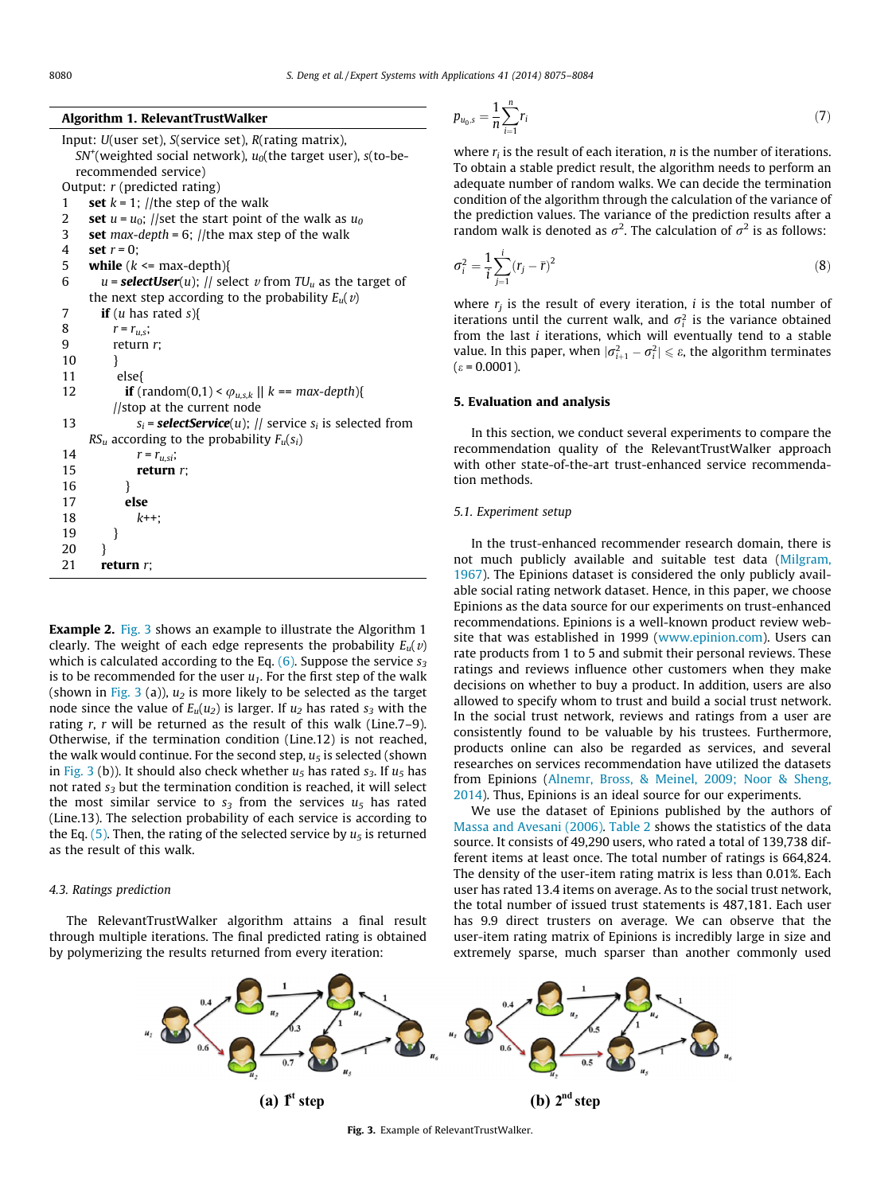**Algorithm 1. RelevantTrustWalker**

```
Input: U(user set), S(service set), R(rating matrix),
   SN+(weighted social network), u0(the target user), s(to-be-
   recommended service)
Output: r (predicted rating)
1    set k = 1; //the step of the walk
2    set u = u0; //set the start point of the walk as u0
3    set max-depth = 6; //the max step of the walk
4    set r = 0;
5    while (k <= max-depth){
6      u = selectUser(u); // select v from TU_u as the target of
     the next step according to the probability E_u(v)
7      if (u has rated s){
8        r = r_{u,s};
9        return r;
10       }
11       else{
12         if (random(0,1) < φ_{u,s,k} || k == max-depth){
         //stop at the current node
13           s_i = selectService(u); // service s_i is selected from
         RS_u according to the probability F_u(s_i)
14           r = r_{u,si};
15           return r;
16         }
17         else
18           k++;
19       }
20   }
21   return r;
```

**Example 2.** Fig. 3 shows an example to illustrate the Algorithm 1 clearly. The weight of each edge represents the probability $E_u(v)$ which is calculated according to the Eq. (6). Suppose the service $s_3$ is to be recommended for the user $u_1$. For the first step of the walk (shown in Fig. 3 (a)), $u_2$ is more likely to be selected as the target node since the value of $E_u(u_2)$ is larger. If $u_2$ has rated $s_3$ with the rating $r$, $r$ will be returned as the result of this walk (Line.7–9). Otherwise, if the termination condition (Line.12) is not reached, the walk would continue. For the second step, $u_5$ is selected (shown in Fig. 3 (b)). It should also check whether $u_5$ has rated $s_3$. If $u_5$ has not rated $s_3$ but the termination condition is reached, it will select the most similar service to $s_3$ from the services $u_5$ has rated (Line.13). The selection probability of each service is according to the Eq. (5). Then, the rating of the selected service by $u_5$ is returned as the result of this walk.

### 4.3. Ratings prediction

The RelevantTrustWalker algorithm attains a final result through multiple iterations. The final predicted rating is obtained by polymerizing the results returned from every iteration:

$$p_{u_0,s} = \frac{1}{n}\sum_{i=1}^{n} r_i \tag{7}$$

where $r_i$ is the result of each iteration, $n$ is the number of iterations. To obtain a stable predict result, the algorithm needs to perform an adequate number of random walks. We can decide the termination condition of the algorithm through the calculation of the variance of the prediction values. The variance of the prediction results after a random walk is denoted as $\sigma^2$. The calculation of $\sigma^2$ is as follows:

$$\sigma_i^2 = \frac{1}{i}\sum_{j=1}^{i}(r_j - \bar{r})^2 \tag{8}$$

where $r_j$ is the result of every iteration, $i$ is the total number of iterations until the current walk, and $\sigma_i^2$ is the variance obtained from the last $i$ iterations, which will eventually tend to a stable value. In this paper, when $|\sigma_{i+1}^2 - \sigma_i^2| \leqslant \varepsilon$, the algorithm terminates ($\varepsilon = 0.0001$).

## 5. Evaluation and analysis

In this section, we conduct several experiments to compare the recommendation quality of the RelevantTrustWalker approach with other state-of-the-art trust-enhanced service recommendation methods.

### 5.1. Experiment setup

In the trust-enhanced recommender research domain, there is not much publicly available and suitable test data (Milgram, 1967). The Epinions dataset is considered the only publicly available social rating network dataset. Hence, in this paper, we choose Epinions as the data source for our experiments on trust-enhanced recommendations. Epinions is a well-known product review website that was established in 1999 (www.epinion.com). Users can rate products from 1 to 5 and submit their personal reviews. These ratings and reviews influence other customers when they make decisions on whether to buy a product. In addition, users are also allowed to specify whom to trust and build a social trust network. In the social trust network, reviews and ratings from a user are consistently found to be valuable by his trustees. Furthermore, products online can also be regarded as services, and several researches on services recommendation have utilized the datasets from Epinions (Alnemr, Bross, & Meinel, 2009; Noor & Sheng, 2014). Thus, Epinions is an ideal source for our experiments.

We use the dataset of Epinions published by the authors of Massa and Avesani (2006). Table 2 shows the statistics of the data source. It consists of 49,290 users, who rated a total of 139,738 different items at least once. The total number of ratings is 664,824. The density of the user-item rating matrix is less than 0.01%. Each user has rated 13.4 items on average. As to the social trust network, the total number of issued trust statements is 487,181. Each user has 9.9 direct trusters on average. We can observe that the user-item rating matrix of Epinions is incredibly large in size and extremely sparse, much sparser than another commonly used

(a) 1st step (b) 2nd step

Fig. 3. Example of RelevantTrustWalker.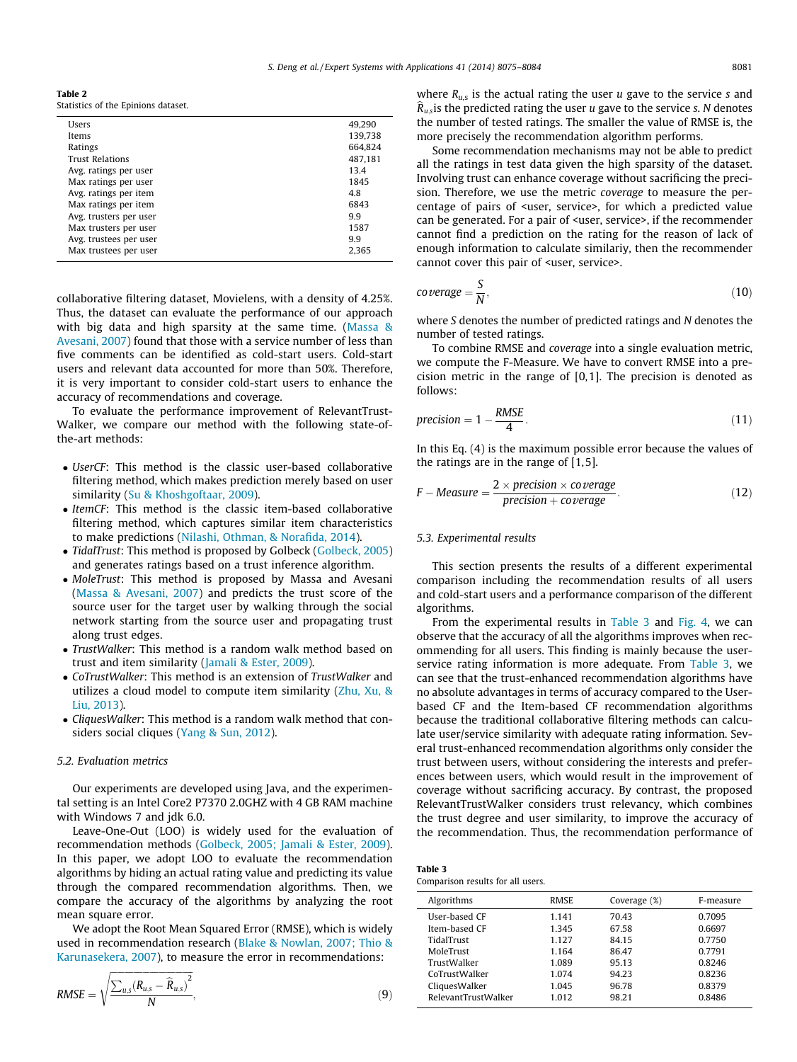**Table 2**
Statistics of the Epinions dataset.

| | |
|---|---|
| Users | 49,290 |
| Items | 139,738 |
| Ratings | 664,824 |
| Trust Relations | 487,181 |
| Avg. ratings per user | 13.4 |
| Max ratings per user | 1845 |
| Avg. ratings per item | 4.8 |
| Max ratings per item | 6843 |
| Avg. trusters per user | 9.9 |
| Max trusters per user | 1587 |
| Avg. trustees per user | 9.9 |
| Max trustees per user | 2,365 |

collaborative filtering dataset, Movielens, with a density of 4.25%. Thus, the dataset can evaluate the performance of our approach with big data and high sparsity at the same time. (Massa & Avesani, 2007) found that those with a service number of less than five comments can be identified as cold-start users. Cold-start users and relevant data accounted for more than 50%. Therefore, it is very important to consider cold-start users to enhance the accuracy of recommendations and coverage.

To evaluate the performance improvement of RelevantTrustWalker, we compare our method with the following state-of-the-art methods:

- *UserCF*: This method is the classic user-based collaborative filtering method, which makes prediction merely based on user similarity (Su & Khoshgoftaar, 2009).
- *ItemCF*: This method is the classic item-based collaborative filtering method, which captures similar item characteristics to make predictions (Nilashi, Othman, & Norafida, 2014).
- *TidalTrust*: This method is proposed by Golbeck (Golbeck, 2005) and generates ratings based on a trust inference algorithm.
- *MoleTrust*: This method is proposed by Massa and Avesani (Massa & Avesani, 2007) and predicts the trust score of the source user for the target user by walking through the social network starting from the source user and propagating trust along trust edges.
- *TrustWalker*: This method is a random walk method based on trust and item similarity (Jamali & Ester, 2009).
- *CoTrustWalker*: This method is an extension of *TrustWalker* and utilizes a cloud model to compute item similarity (Zhu, Xu, & Liu, 2013).
- *CliquesWalker*: This method is a random walk method that considers social cliques (Yang & Sun, 2012).

### 5.2. Evaluation metrics

Our experiments are developed using Java, and the experimental setting is an Intel Core2 P7370 2.0GHZ with 4 GB RAM machine with Windows 7 and jdk 6.0.

Leave-One-Out (LOO) is widely used for the evaluation of recommendation methods (Golbeck, 2005; Jamali & Ester, 2009). In this paper, we adopt LOO to evaluate the recommendation algorithms by hiding an actual rating value and predicting its value through the compared recommendation algorithms. Then, we compare the accuracy of the algorithms by analyzing the root mean square error.

We adopt the Root Mean Squared Error (RMSE), which is widely used in recommendation research (Blake & Nowlan, 2007; Thio & Karunasekera, 2007), to measure the error in recommendations:

$$RMSE = \sqrt{\frac{\sum_{u,s}(R_{u,s} - \widehat{R}_{u,s})^2}{N}}, \tag{9}$$

where $R_{u,s}$ is the actual rating the user $u$ gave to the service $s$ and $\widehat{R}_{u,s}$ is the predicted rating the user $u$ gave to the service $s$. $N$ denotes the number of tested ratings. The smaller the value of RMSE is, the more precisely the recommendation algorithm performs.

Some recommendation mechanisms may not be able to predict all the ratings in test data given the high sparsity of the dataset. Involving trust can enhance coverage without sacrificing the precision. Therefore, we use the metric *coverage* to measure the percentage of pairs of <user, service>, for which a predicted value can be generated. For a pair of <user, service>, if the recommender cannot find a prediction on the rating for the reason of lack of enough information to calculate similariy, then the recommender cannot cover this pair of <user, service>.

$$coverage = \frac{S}{N}, \tag{10}$$

where $S$ denotes the number of predicted ratings and $N$ denotes the number of tested ratings.

To combine RMSE and *coverage* into a single evaluation metric, we compute the F-Measure. We have to convert RMSE into a precision metric in the range of [0,1]. The precision is denoted as follows:

$$precision = 1 - \frac{RMSE}{4}. \tag{11}$$

In this Eq. (4) is the maximum possible error because the values of the ratings are in the range of [1,5].

$$F - Measure = \frac{2 \times precision \times coverage}{precision + coverage}. \tag{12}$$

### 5.3. Experimental results

This section presents the results of a different experimental comparison including the recommendation results of all users and cold-start users and a performance comparison of the different algorithms.

From the experimental results in Table 3 and Fig. 4, we can observe that the accuracy of all the algorithms improves when recommending for all users. This finding is mainly because the user-service rating information is more adequate. From Table 3, we can see that the trust-enhanced recommendation algorithms have no absolute advantages in terms of accuracy compared to the User-based CF and the Item-based CF recommendation algorithms because the traditional collaborative filtering methods can calculate user/service similarity with adequate rating information. Several trust-enhanced recommendation algorithms only consider the trust between users, without considering the interests and preferences between users, which would result in the improvement of coverage without sacrificing accuracy. By contrast, the proposed RelevantTrustWalker considers trust relevancy, which combines the trust degree and user similarity, to improve the accuracy of the recommendation. Thus, the recommendation performance of

**Table 3**
Comparison results for all users.

| Algorithms | RMSE | Coverage (%) | F-measure |
|---|---|---|---|
| User-based CF | 1.141 | 70.43 | 0.7095 |
| Item-based CF | 1.345 | 67.58 | 0.6697 |
| TidalTrust | 1.127 | 84.15 | 0.7750 |
| MoleTrust | 1.164 | 86.47 | 0.7791 |
| TrustWalker | 1.089 | 95.13 | 0.8246 |
| CoTrustWalker | 1.074 | 94.23 | 0.8236 |
| CliquesWalker | 1.045 | 96.78 | 0.8379 |
| RelevantTrustWalker | 1.012 | 98.21 | 0.8486 |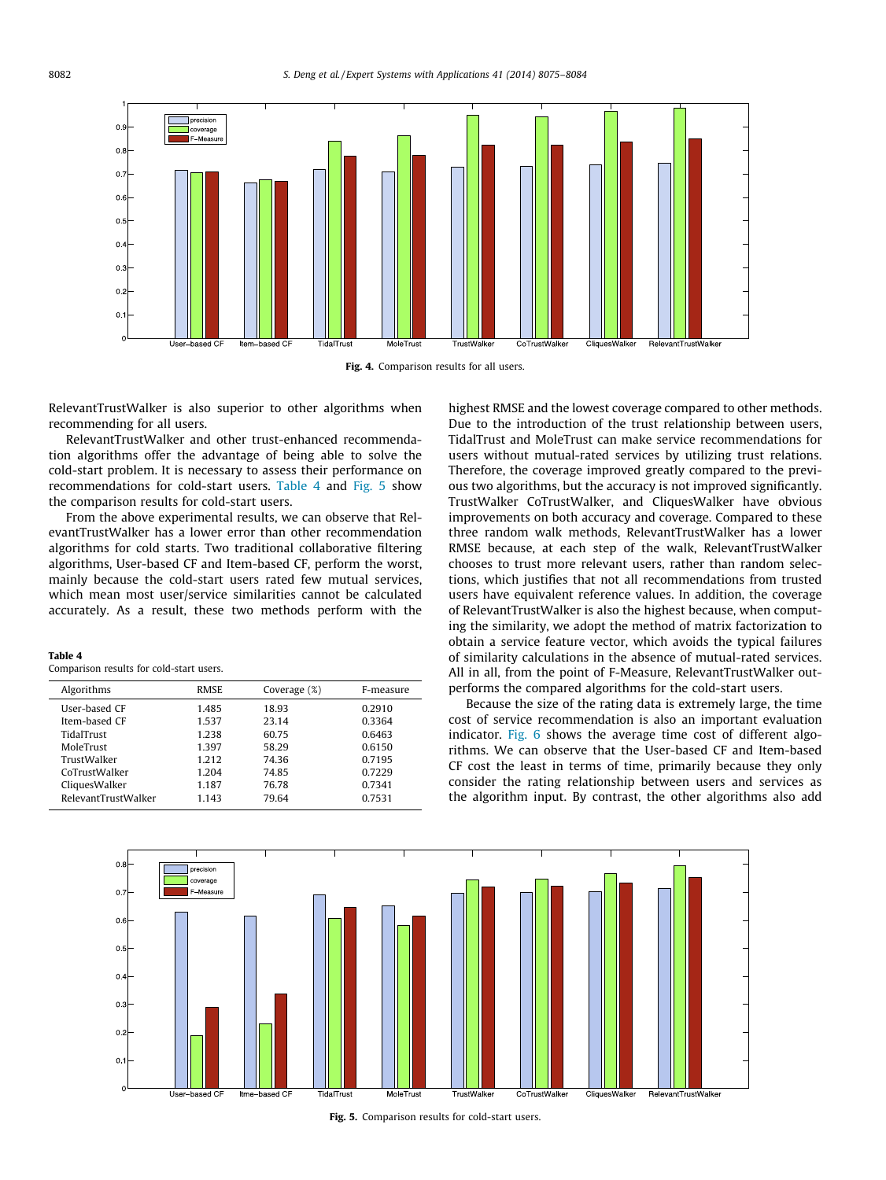1

0.9

0.8

0.7

0.6

0.5

0.4

0.3

0.2

0.1

0

precision

coverage

F-Measure

User-based CF

Item-based CF

TidalTrust

MoleTrust

TrustWalker

CoTrustWalker

CliquesWalker

RelevantTrustWalker

**Fig. 4.** Comparison results for all users.

RelevantTrustWalker is also superior to other algorithms when recommending for all users.

RelevantTrustWalker and other trust-enhanced recommendation algorithms offer the advantage of being able to solve the cold-start problem. It is necessary to assess their performance on recommendations for cold-start users. Table 4 and Fig. 5 show the comparison results for cold-start users.

From the above experimental results, we can observe that RelevantTrustWalker has a lower error than other recommendation algorithms for cold starts. Two traditional collaborative filtering algorithms, User-based CF and Item-based CF, perform the worst, mainly because the cold-start users rated few mutual services, which mean most user/service similarities cannot be calculated accurately. As a result, these two methods perform with the highest RMSE and the lowest coverage compared to other methods. Due to the introduction of the trust relationship between users, TidalTrust and MoleTrust can make service recommendations for users without mutual-rated services by utilizing trust relations. Therefore, the coverage improved greatly compared to the previous two algorithms, but the accuracy is not improved significantly. TrustWalker CoTrustWalker, and CliquesWalker have obvious improvements on both accuracy and coverage. Compared to these three random walk methods, RelevantTrustWalker has a lower RMSE because, at each step of the walk, RelevantTrustWalker chooses to trust more relevant users, rather than random selections, which justifies that not all recommendations from trusted users have equivalent reference values. In addition, the coverage of RelevantTrustWalker is also the highest because, when computing the similarity, we adopt the method of matrix factorization to obtain a service feature vector, which avoids the typical failures of similarity calculations in the absence of mutual-rated services. All in all, from the point of F-Measure, RelevantTrustWalker outperforms the compared algorithms for the cold-start users.

**Table 4**
Comparison results for cold-start users.

| Algorithms | RMSE | Coverage (%) | F-measure |
|---|---|---|---|
| User-based CF | 1.485 | 18.93 | 0.2910 |
| Item-based CF | 1.537 | 23.14 | 0.3364 |
| TidalTrust | 1.238 | 60.75 | 0.6463 |
| MoleTrust | 1.397 | 58.29 | 0.6150 |
| TrustWalker | 1.212 | 74.36 | 0.7195 |
| CoTrustWalker | 1.204 | 74.85 | 0.7229 |
| CliquesWalker | 1.187 | 76.78 | 0.7341 |
| RelevantTrustWalker | 1.143 | 79.64 | 0.7531 |

Because the size of the rating data is extremely large, the time cost of service recommendation is also an important evaluation indicator. Fig. 6 shows the average time cost of different algorithms. We can observe that the User-based CF and Item-based CF cost the least in terms of time, primarily because they only consider the rating relationship between users and services as the algorithm input. By contrast, the other algorithms also add

0.8

0.7

0.6

0.5

0.4

0.3

0.2

0.1

0

precision

coverage

F-Measure

User-based CF

Itme-based CF

TidalTrust

MoleTrust

TrustWalker

CoTrustWalker

CliquesWalker

RelevantTrustWalker

**Fig. 5.** Comparison results for cold-start users.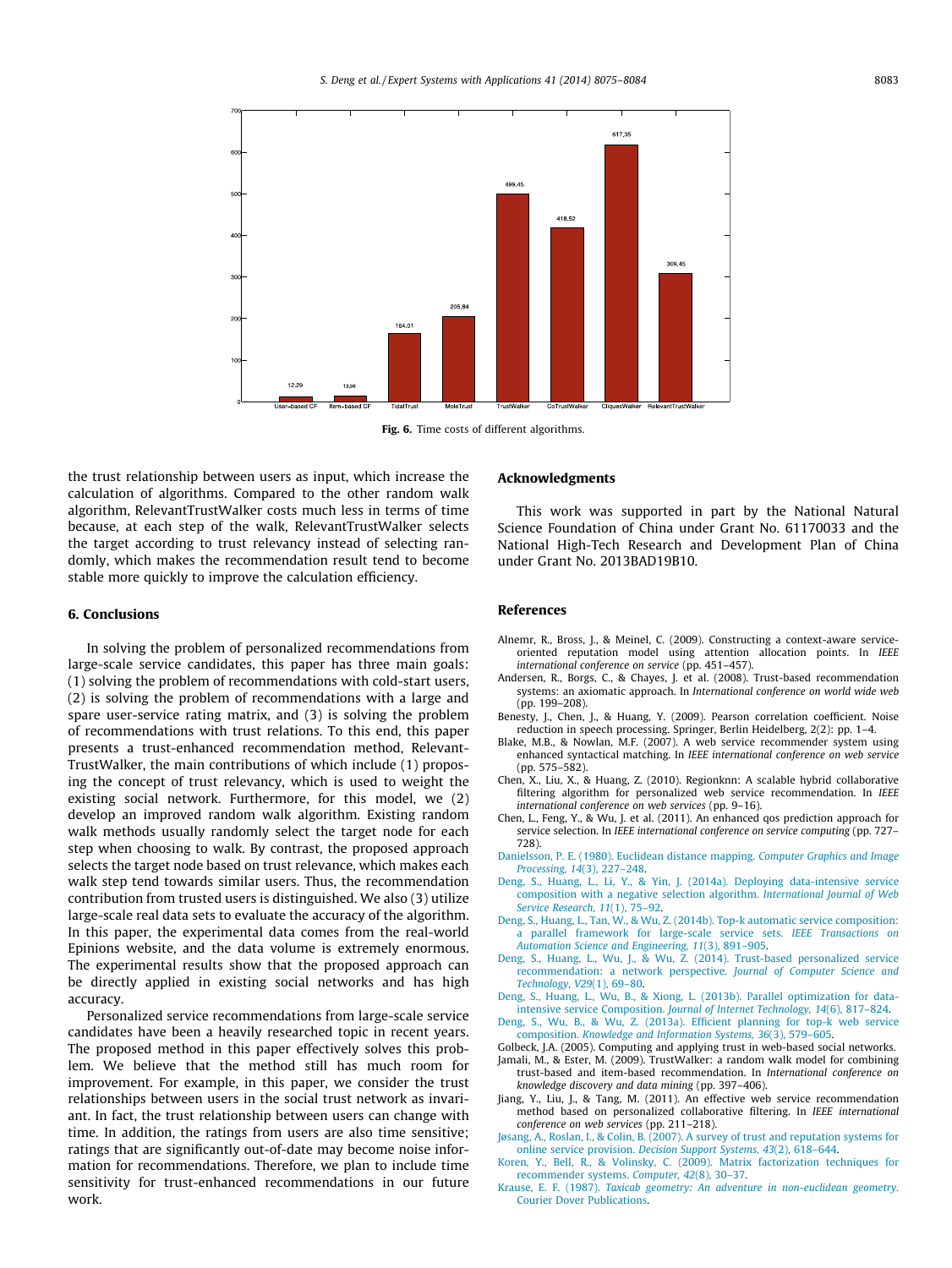Fig. 6. Time costs of different algorithms.

the trust relationship between users as input, which increase the calculation of algorithms. Compared to the other random walk algorithm, RelevantTrustWalker costs much less in terms of time because, at each step of the walk, RelevantTrustWalker selects the target according to trust relevancy instead of selecting randomly, which makes the recommendation result tend to become stable more quickly to improve the calculation efficiency.

## 6. Conclusions

In solving the problem of personalized recommendations from large-scale service candidates, this paper has three main goals: (1) solving the problem of recommendations with cold-start users, (2) is solving the problem of recommendations with a large and spare user-service rating matrix, and (3) is solving the problem of recommendations with trust relations. To this end, this paper presents a trust-enhanced recommendation method, Relevant-TrustWalker, the main contributions of which include (1) proposing the concept of trust relevancy, which is used to weight the existing social network. Furthermore, for this model, we (2) develop an improved random walk algorithm. Existing random walk methods usually randomly select the target node for each step when choosing to walk. By contrast, the proposed approach selects the target node based on trust relevance, which makes each walk step tend towards similar users. Thus, the recommendation contribution from trusted users is distinguished. We also (3) utilize large-scale real data sets to evaluate the accuracy of the algorithm. In this paper, the experimental data comes from the real-world Epinions website, and the data volume is extremely enormous. The experimental results show that the proposed approach can be directly applied in existing social networks and has high accuracy.

Personalized service recommendations from large-scale service candidates have been a heavily researched topic in recent years. The proposed method in this paper effectively solves this problem. We believe that the method still has much room for improvement. For example, in this paper, we consider the trust relationships between users in the social trust network as invariant. In fact, the trust relationship between users can change with time. In addition, the ratings from users are also time sensitive; ratings that are significantly out-of-date may become noise information for recommendations. Therefore, we plan to include time sensitivity for trust-enhanced recommendations in our future work.

## Acknowledgments

This work was supported in part by the National Natural Science Foundation of China under Grant No. 61170033 and the National High-Tech Research and Development Plan of China under Grant No. 2013BAD19B10.

## References

Alnemr, R., Bross, J., & Meinel, C. (2009). Constructing a context-aware service-oriented reputation model using attention allocation points. In *IEEE international conference on service* (pp. 451–457).

Andersen, R., Borgs, C., & Chayes, J. et al. (2008). Trust-based recommendation systems: an axiomatic approach. In *International conference on world wide web* (pp. 199–208).

Benesty, J., Chen, J., & Huang, Y. (2009). Pearson correlation coefficient. Noise reduction in speech processing. Springer, Berlin Heidelberg, 2(2): pp. 1–4.

Blake, M.B., & Nowlan, M.F. (2007). A web service recommender system using enhanced syntactical matching. In *IEEE international conference on web service* (pp. 575–582).

Chen, X., Liu, X., & Huang, Z. (2010). Regionknn: A scalable hybrid collaborative filtering algorithm for personalized web service recommendation. In *IEEE international conference on web services* (pp. 9–16).

Chen, L., Feng, Y., & Wu, J. et al. (2011). An enhanced qos prediction approach for service selection. In *IEEE international conference on service computing* (pp. 727–728).

Danielsson, P. E. (1980). Euclidean distance mapping. *Computer Graphics and Image Processing, 14*(3), 227–248.

Deng, S., Huang, L., Li, Y., & Yin, J. (2014a). Deploying data-intensive service composition with a negative selection algorithm. *International Journal of Web Service Research, 11*(1), 75–92.

Deng, S., Huang, L., Tan, W., & Wu, Z. (2014b). Top-k automatic service composition: a parallel framework for large-scale service sets. *IEEE Transactions on Automation Science and Engineering, 11*(3), 891–905.

Deng, S., Huang, L., Wu, J., & Wu, Z. (2014). Trust-based personalized service recommendation: a network perspective. *Journal of Computer Science and Technology, V29*(1), 69–80.

Deng, S., Huang, L., Wu, B., & Xiong, L. (2013b). Parallel optimization for data-intensive service Composition. *Journal of Internet Technology, 14*(6), 817–824.

Deng, S., Wu, B., & Wu, Z. (2013a). Efficient planning for top-k web service composition. *Knowledge and Information Systems, 36*(3), 579–605.

Golbeck, J.A. (2005). Computing and applying trust in web-based social networks.

Jamali, M., & Ester, M. (2009). TrustWalker: a random walk model for combining trust-based and item-based recommendation. In *International conference on knowledge discovery and data mining* (pp. 397–406).

Jiang, Y., Liu, J., & Tang, M. (2011). An effective web service recommendation method based on personalized collaborative filtering. In *IEEE international conference on web services* (pp. 211–218).

Jøsang, A., Roslan, I., & Colin, B. (2007). A survey of trust and reputation systems for online service provision. *Decision Support Systems, 43*(2), 618–644.

Koren, Y., Bell, R., & Volinsky, C. (2009). Matrix factorization techniques for recommender systems. *Computer, 42*(8), 30–37.

Krause, E. F. (1987). *Taxicab geometry: An adventure in non-euclidean geometry.* Courier Dover Publications.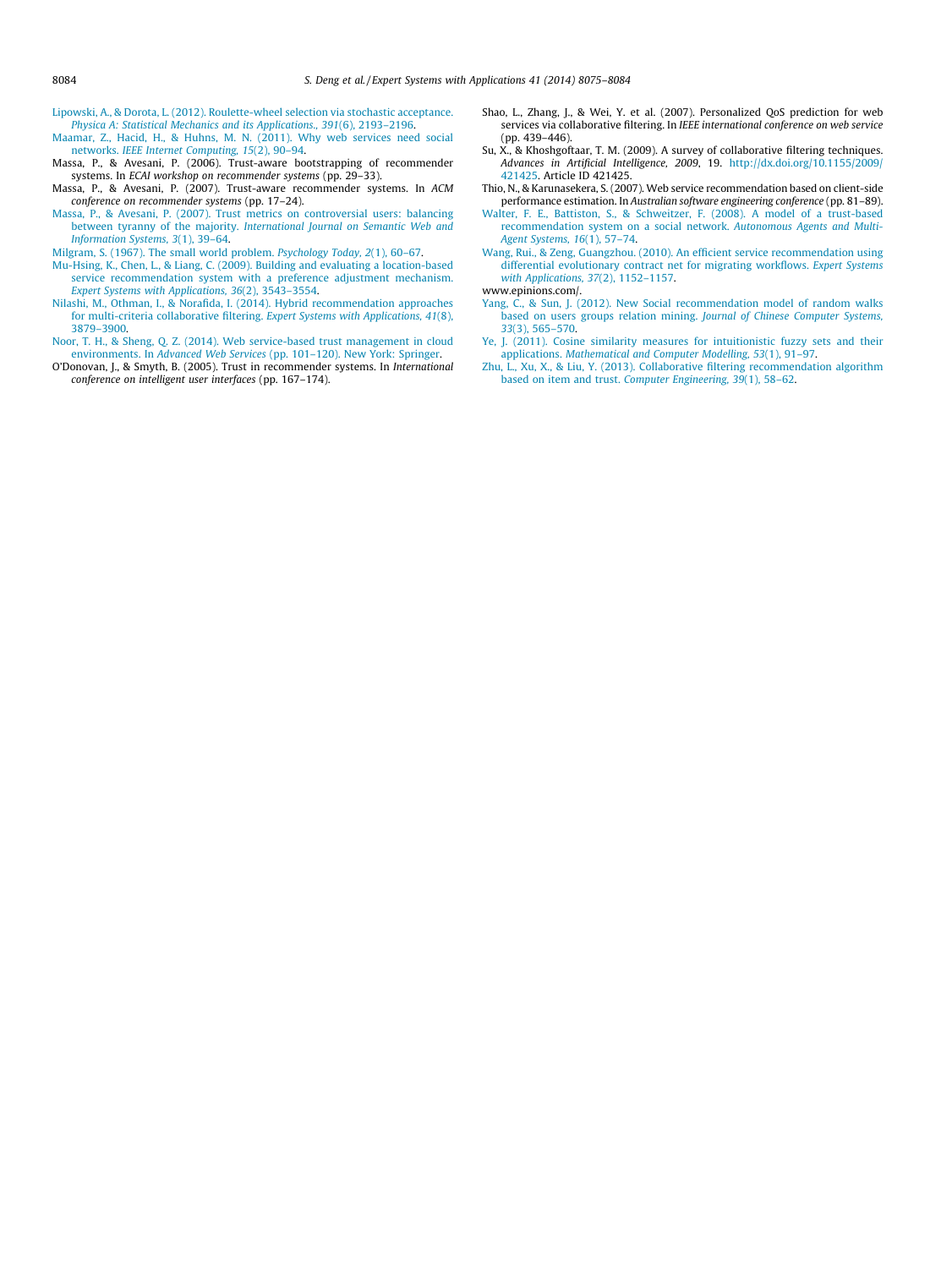Lipowski, A., & Dorota, L. (2012). Roulette-wheel selection via stochastic acceptance. *Physica A: Statistical Mechanics and its Applications., 391*(6), 2193–2196.

Maamar, Z., Hacid, H., & Huhns, M. N. (2011). Why web services need social networks. *IEEE Internet Computing, 15*(2), 90–94.

Massa, P., & Avesani, P. (2006). Trust-aware bootstrapping of recommender systems. In *ECAI workshop on recommender systems* (pp. 29–33).

Massa, P., & Avesani, P. (2007). Trust-aware recommender systems. In *ACM conference on recommender systems* (pp. 17–24).

Massa, P., & Avesani, P. (2007). Trust metrics on controversial users: balancing between tyranny of the majority. *International Journal on Semantic Web and Information Systems, 3*(1), 39–64.

Milgram, S. (1967). The small world problem. *Psychology Today, 2*(1), 60–67.

Mu-Hsing, K., Chen, L., & Liang, C. (2009). Building and evaluating a location-based service recommendation system with a preference adjustment mechanism. *Expert Systems with Applications, 36*(2), 3543–3554.

Nilashi, M., Othman, I., & Norafida, I. (2014). Hybrid recommendation approaches for multi-criteria collaborative filtering. *Expert Systems with Applications, 41*(8), 3879–3900.

Noor, T. H., & Sheng, Q. Z. (2014). Web service-based trust management in cloud environments. In *Advanced Web Services* (pp. 101–120). New York: Springer.

O'Donovan, J., & Smyth, B. (2005). Trust in recommender systems. In *International conference on intelligent user interfaces* (pp. 167–174).

Shao, L., Zhang, J., & Wei, Y. et al. (2007). Personalized QoS prediction for web services via collaborative filtering. In *IEEE international conference on web service* (pp. 439–446).

Su, X., & Khoshgoftaar, T. M. (2009). A survey of collaborative filtering techniques. *Advances in Artificial Intelligence, 2009*, 19. http://dx.doi.org/10.1155/2009/421425. Article ID 421425.

Thio, N., & Karunasekera, S. (2007). Web service recommendation based on client-side performance estimation. In *Australian software engineering conference* (pp. 81–89).

Walter, F. E., Battiston, S., & Schweitzer, F. (2008). A model of a trust-based recommendation system on a social network. *Autonomous Agents and Multi-Agent Systems, 16*(1), 57–74.

Wang, Rui., & Zeng, Guangzhou. (2010). An efficient service recommendation using differential evolutionary contract net for migrating workflows. *Expert Systems with Applications, 37*(2), 1152–1157.

www.epinions.com/.

Yang, C., & Sun, J. (2012). New Social recommendation model of random walks based on users groups relation mining. *Journal of Chinese Computer Systems, 33*(3), 565–570.

Ye, J. (2011). Cosine similarity measures for intuitionistic fuzzy sets and their applications. *Mathematical and Computer Modelling, 53*(1), 91–97.

Zhu, L., Xu, X., & Liu, Y. (2013). Collaborative filtering recommendation algorithm based on item and trust. *Computer Engineering, 39*(1), 58–62.